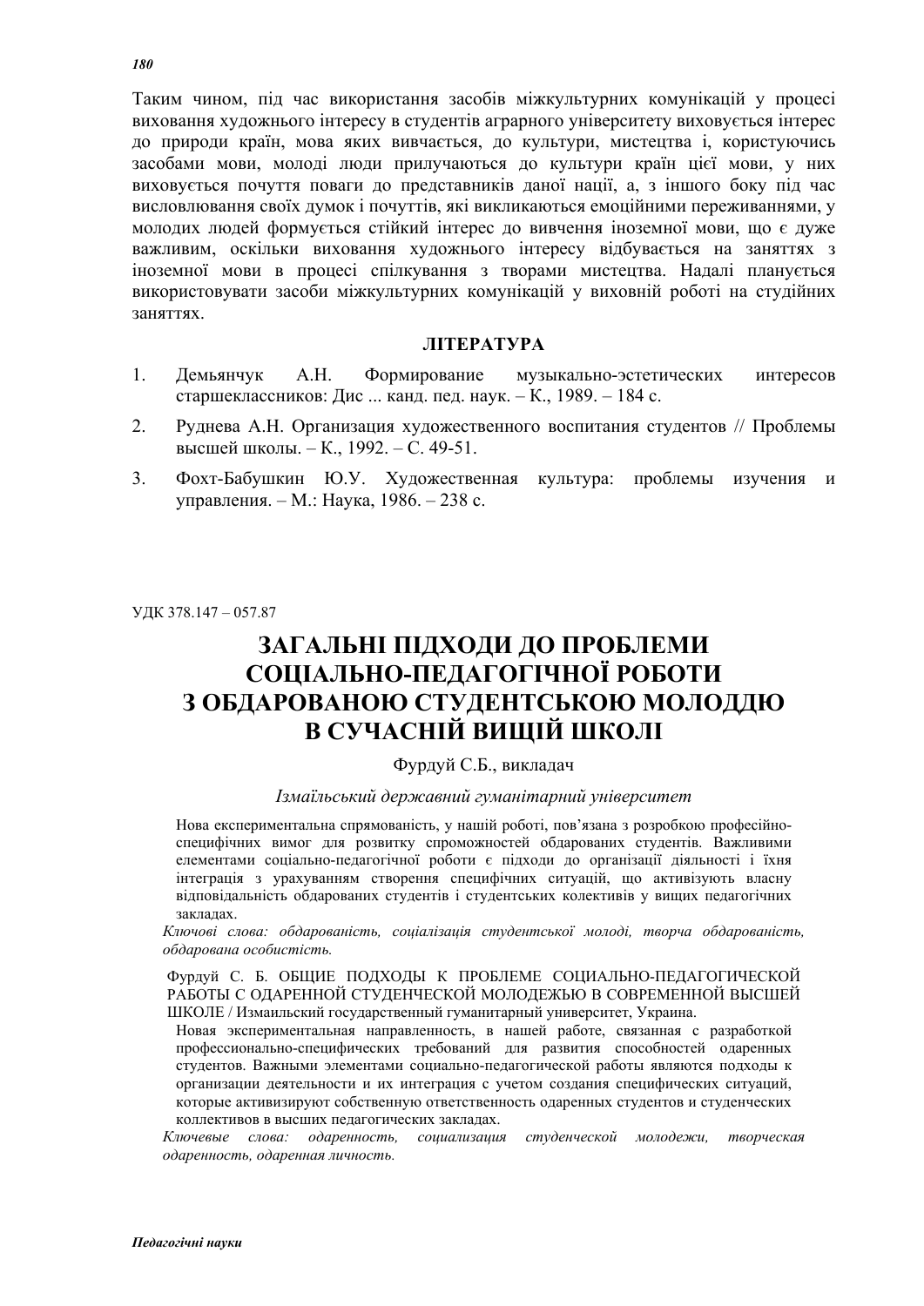Таким чином, під час використання засобів міжкультурних комунікацій у процесі виховання художнього інтересу в студентів аграрного університету виховується інтерес до природи країн, мова яких вивчається, до культури, мистецтва і, користуючись засобами мови, молоді люди прилучаються до культури країн цієї мови, у них виховується почуття поваги до представників даної нації, а, з іншого боку під час висловлювання своїх думок і почуттів, які викликаються емоційними переживаннями, у молодих людей формується стійкий інтерес до вивчення іноземної мови, що є дуже важливим, оскільки виховання художнього інтересу відбувається на заняттях з іноземної мови в процесі спілкування з творами мистецтва. Надалі планується використовувати засоби міжкультурних комунікацій у виховній роботі на студійних заняттях.

**ЛІТЕРАТУРА**

1. Демьянчук А.Н. Формирование музыкально-эстетических интересов старшеклассников: Дис ... канд. пед. наук. – К., 1989. – 184 с.
2. Руднева А.Н. Организация художественного воспитания студентов // Проблемы высшей школы. – К., 1992. – С. 49-51.
3. Фохт-Бабушкин Ю.У. Художественная культура: проблемы изучения и управления. – М.: Наука, 1986. – 238 с.

УДК 378.147 – 057.87

# ЗАГАЛЬНІ ПІДХОДИ ДО ПРОБЛЕМИ СОЦІАЛЬНО-ПЕДАГОГІЧНОЇ РОБОТИ З ОБДАРОВАНОЮ СТУДЕНТСЬКОЮ МОЛОДДЮ В СУЧАСНІЙ ВИЩІЙ ШКОЛІ

Фурдуй С.Б., викладач

*Ізмаїльський державний гуманітарний університет*

Нова експериментальна спрямованість, у нашій роботі, пов'язана з розробкою професійно-специфічних вимог для розвитку спроможностей обдарованих студентів. Важливими елементами соціально-педагогічної роботи є підходи до організації діяльності і їхня інтеграція з урахуванням створення специфічних ситуацій, що активізують власну відповідальність обдарованих студентів і студентських колективів у вищих педагогічних закладах.

*Ключові слова: обдарованість, соціалізація студентської молоді, творча обдарованість, обдарована особистість.*

Фурдуй С. Б. ОБЩИЕ ПОДХОДЫ К ПРОБЛЕМЕ СОЦИАЛЬНО-ПЕДАГОГИЧЕСКОЙ РАБОТЫ С ОДАРЕННОЙ СТУДЕНЧЕСКОЙ МОЛОДЕЖЬЮ В СОВРЕМЕННОЙ ВЫСШЕЙ ШКОЛЕ / Измаильский государственный гуманитарный университет, Украина.

Новая экспериментальная направленность, в нашей работе, связанная с разработкой профессионально-специфических требований для развития способностей одаренных студентов. Важными элементами социально-педагогической работы являются подходы к организации деятельности и их интеграция с учетом создания специфических ситуаций, которые активизируют собственную ответственность одаренных студентов и студенческих коллективов в высших педагогических закладах.

*Ключевые слова: одаренность, социализация студенческой молодежи, творческая одаренность, одаренная личность.*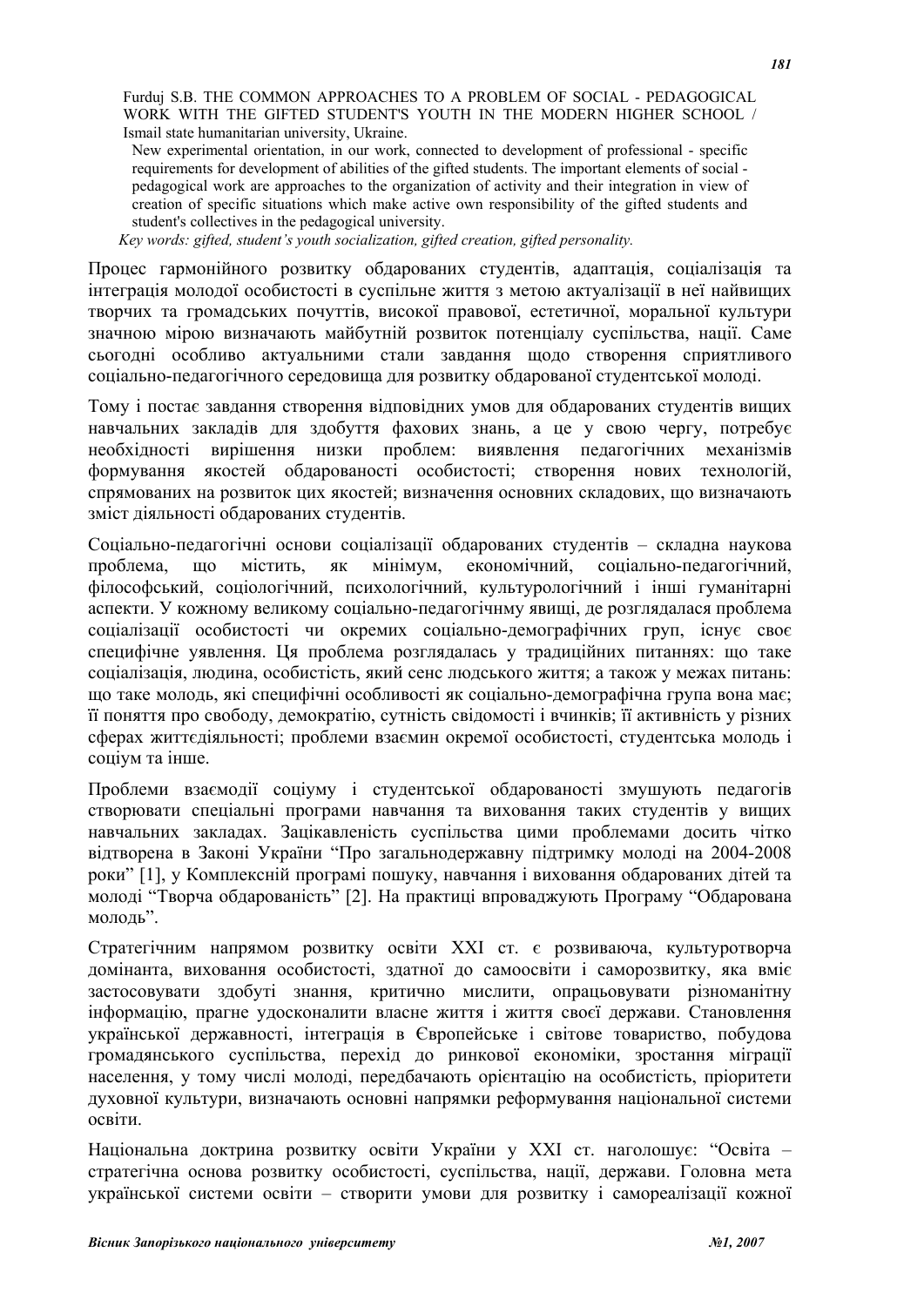Furduj S.B. THE COMMON APPROACHES TO A PROBLEM OF SOCIAL - PEDAGOGICAL WORK WITH THE GIFTED STUDENT'S YOUTH IN THE MODERN HIGHER SCHOOL / Ismail state humanitarian university, Ukraine.

New experimental orientation, in our work, connected to development of professional - specific requirements for development of abilities of the gifted students. The important elements of social - pedagogical work are approaches to the organization of activity and their integration in view of creation of specific situations which make active own responsibility of the gifted students and student's collectives in the pedagogical university.

*Key words: gifted, student's youth socialization, gifted creation, gifted personality.*

Процес гармонійного розвитку обдарованих студентів, адаптація, соціалізація та інтеграція молодої особистості в суспільне життя з метою актуалізації в неї найвищих творчих та громадських почуттів, високої правової, естетичної, моральної культури значною мірою визначають майбутній розвиток потенціалу суспільства, нації. Саме сьогодні особливо актуальними стали завдання щодо створення сприятливого соціально-педагогічного середовища для розвитку обдарованої студентської молоді.

Тому і постає завдання створення відповідних умов для обдарованих студентів вищих навчальних закладів для здобуття фахових знань, а це у свою чергу, потребує необхідності вирішення низки проблем: виявлення педагогічних механізмів формування якостей обдарованості особистості; створення нових технологій, спрямованих на розвиток цих якостей; визначення основних складових, що визначають зміст діяльності обдарованих студентів.

Соціально-педагогічні основи соціалізації обдарованих студентів – складна наукова проблема, що містить, як мінімум, економічний, соціально-педагогічний, філософський, соціологічний, психологічний, культурологічний і інші гуманітарні аспекти. У кожному великому соціально-педагогічнму явищі, де розглядалася проблема соціалізації особистості чи окремих соціально-демографічних груп, існує своє специфічне уявлення. Ця проблема розглядалась у традиційних питаннях: що таке соціалізація, людина, особистість, який сенс людського життя; а також у межах питань: що таке молодь, які специфічні особливості як соціально-демографічна група вона має; її поняття про свободу, демократію, сутність свідомості і вчинків; її активність у різних сферах життєдіяльності; проблеми взаємин окремої особистості, студентська молодь і соціум та інше.

Проблеми взаємодії соціуму і студентської обдарованості змушують педагогів створювати спеціальні програми навчання та виховання таких студентів у вищих навчальних закладах. Зацікавленість суспільства цими проблемами досить чітко відтворена в Законі України "Про загальнодержавну підтримку молоді на 2004-2008 роки" [1], у Комплексній програмі пошуку, навчання і виховання обдарованих дітей та молоді "Творча обдарованість" [2]. На практиці впроваджують Програму "Обдарована молодь".

Стратегічним напрямом розвитку освіти XXI ст. є розвиваюча, культуротворча домінанта, виховання особистості, здатної до самоосвіти і саморозвитку, яка вміє застосовувати здобуті знання, критично мислити, опрацьовувати різноманітну інформацію, прагне удосконалити власне життя і життя своєї держави. Становлення української державності, інтеграція в Європейське і світове товариство, побудова громадянського суспільства, перехід до ринкової економіки, зростання міграції населення, у тому числі молоді, передбачають орієнтацію на особистість, пріоритети духовної культури, визначають основні напрямки реформування національної системи освіти.

Національна доктрина розвитку освіти України у XXI ст. наголошує: "Освіта – стратегічна основа розвитку особистості, суспільства, нації, держави. Головна мета української системи освіти – створити умови для розвитку і самореалізації кожної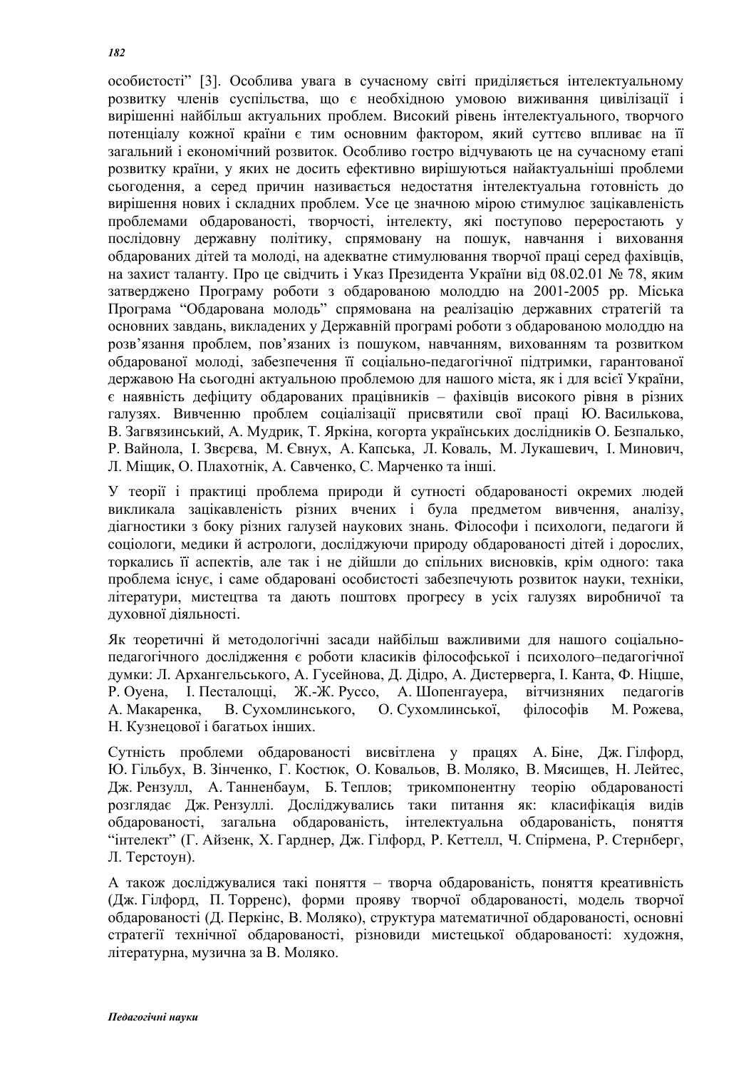особистості" [3]. Особлива увага в сучасному світі приділяється інтелектуальному розвитку членів суспільства, що є необхідною умовою виживання цивілізації і вирішенні найбільш актуальних проблем. Високий рівень інтелектуального, творчого потенціалу кожної країни є тим основним фактором, який суттєво впливає на її загальний і економічний розвиток. Особливо гостро відчувають це на сучасному етапі розвитку країни, у яких не досить ефективно вирішуються найактуальніші проблеми сьогодення, а серед причин називається недостатня інтелектуальна готовність до вирішення нових і складних проблем. Усе це значною мірою стимулює зацікавленість проблемами обдарованості, творчості, інтелекту, які поступово переростають у послідовну державну політику, спрямовану на пошук, навчання і виховання обдарованих дітей та молоді, на адекватне стимулювання творчої праці серед фахівців, на захист таланту. Про це свідчить і Указ Президента України від 08.02.01 № 78, яким затверджено Програму роботи з обдарованою молоддю на 2001-2005 рр. Міська Програма "Обдарована молодь" спрямована на реалізацію державних стратегій та основних завдань, викладених у Державній програмі роботи з обдарованою молоддю на розв'язання проблем, пов'язаних із пошуком, навчанням, вихованням та розвитком обдарованої молоді, забезпечення її соціально-педагогічної підтримки, гарантованої державою На сьогодні актуальною проблемою для нашого міста, як і для всієї України, є наявність дефіциту обдарованих працівників – фахівців високого рівня в різних галузях. Вивченню проблем соціалізації присвятили свої праці Ю. Василькова, В. Загвязинський, А. Мудрик, Т. Яркіна, когорта українських дослідників О. Безпалько, Р. Вайнола, І. Звєрєва, М. Євнух, А. Капська, Л. Коваль, М. Лукашевич, І. Минович, Л. Міщик, О. Плахотнік, А. Савченко, С. Марченко та інші.

У теорії і практиці проблема природи й сутності обдарованості окремих людей викликала зацікавленість різних вчених і була предметом вивчення, аналізу, діагностики з боку різних галузей наукових знань. Філософи і психологи, педагоги й соціологи, медики й астрологи, досліджуючи природу обдарованості дітей і дорослих, торкались її аспектів, але так і не дійшли до спільних висновків, крім одного: така проблема існує, і саме обдаровані особистості забезпечують розвиток науки, техніки, літератури, мистецтва та дають поштовх прогресу в усіх галузях виробничої та духовної діяльності.

Як теоретичні й методологічні засади найбільш важливими для нашого соціально-педагогічного дослідження є роботи класиків філософської і психолого–педагогічної думки: Л. Архангельського, А. Гусейнова, Д. Дідро, А. Дистерверга, І. Канта, Ф. Ніцше, Р. Оуена, І. Песталоцці, Ж.-Ж. Руссо, А. Шопенгауера, вітчизняних педагогів А. Макаренка, В. Сухомлинського, О. Сухомлинської, філософів М. Рожева, Н. Кузнецової і багатьох інших.

Сутність проблеми обдарованості висвітлена у працях А. Біне, Дж. Гілфорд, Ю. Гільбух, В. Зінченко, Г. Костюк, О. Ковальов, В. Моляко, В. Мясищев, Н. Лейтес, Дж. Рензулл, А. Танненбаум, Б. Теплов; трикомпонентну теорію обдарованості розглядає Дж. Рензуллі. Досліджувались таки питання як: класифікація видів обдарованості, загальна обдарованість, інтелектуальна обдарованість, поняття "інтелект" (Г. Айзенк, Х. Гарднер, Дж. Гілфорд, Р. Кеттелл, Ч. Спірмена, Р. Стернберг, Л. Терстоун).

А також досліджувалися такі поняття – творча обдарованість, поняття креативність (Дж. Гілфорд, П. Торренс), форми прояву творчої обдарованості, модель творчої обдарованості (Д. Перкінс, В. Моляко), структура математичної обдарованості, основні стратегії технічної обдарованості, різновиди мистецької обдарованості: художня, літературна, музична за В. Моляко.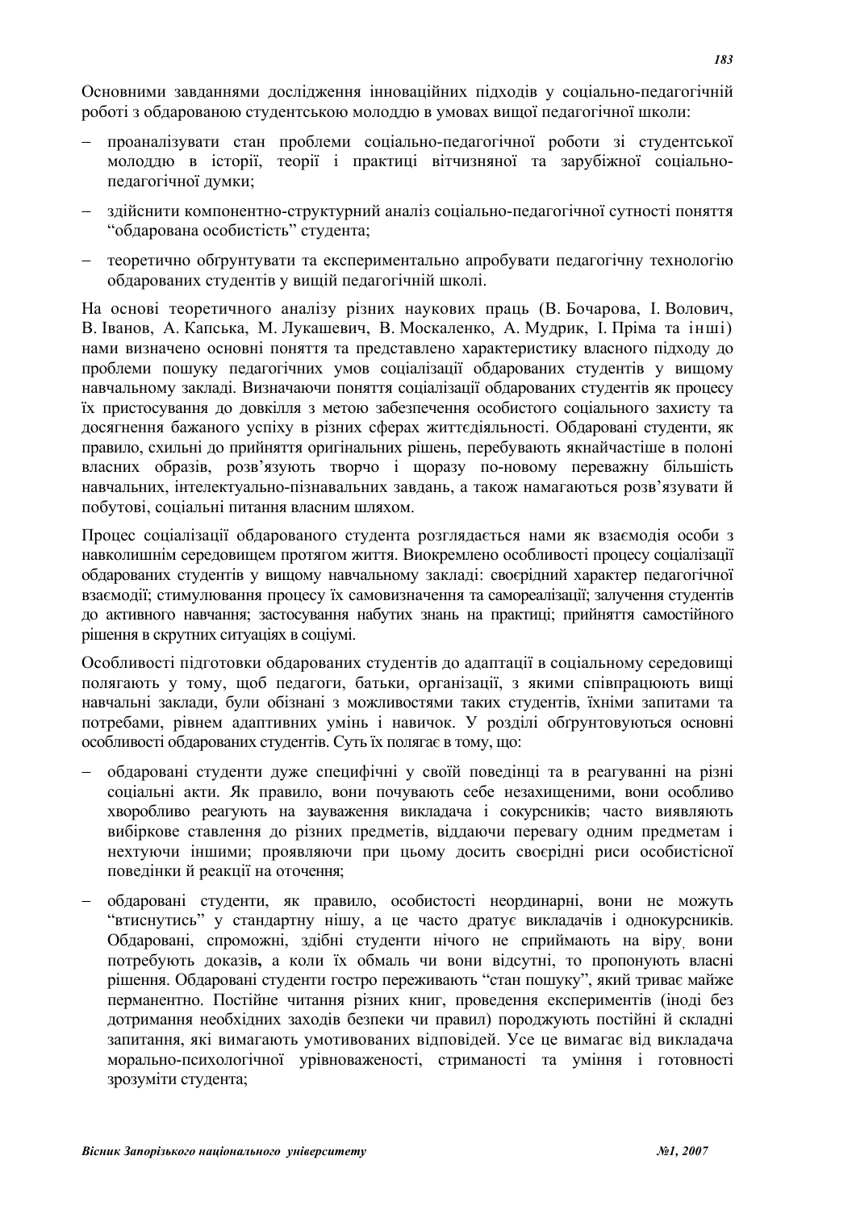Основними завданнями дослідження інноваційних підходів у соціально-педагогічній роботі з обдарованою студентською молоддю в умовах вищої педагогічної школи:

- проаналізувати стан проблеми соціально-педагогічної роботи зі студентської молоддю в історії, теорії і практиці вітчизняної та зарубіжної соціально-педагогічної думки;
- здійснити компонентно-структурний аналіз соціально-педагогічної сутності поняття "обдарована особистість" студента;
- теоретично обґрунтувати та експериментально апробувати педагогічну технологію обдарованих студентів у вищій педагогічній школі.

На основі теоретичного аналізу різних наукових праць (В. Бочарова, І. Волович, В. Іванов, А. Капська, М. Лукашевич, В. Москаленко, А. Мудрик, І. Пріма та інші) нами визначено основні поняття та представлено характеристику власного підходу до проблеми пошуку педагогічних умов соціалізації обдарованих студентів у вищому навчальному закладі. Визначаючи поняття соціалізації обдарованих студентів як процесу їх пристосування до довкілля з метою забезпечення особистого соціального захисту та досягнення бажаного успіху в різних сферах життєдіяльності. Обдаровані студенти, як правило, схильні до прийняття оригінальних рішень, перебувають якнайчастіше в полоні власних образів, розв'язують творчо і щоразу по-новому переважну більшість навчальних, інтелектуально-пізнавальних завдань, а також намагаються розв'язувати й побутові, соціальні питання власним шляхом.

Процес соціалізації обдарованого студента розглядається нами як взаємодія особи з навколишнім середовищем протягом життя. Виокремлено особливості процесу соціалізації обдарованих студентів у вищому навчальному закладі: своєрідний характер педагогічної взаємодії; стимулювання процесу їх самовизначення та самореалізації; залучення студентів до активного навчання; застосування набутих знань на практиці; прийняття самостійного рішення в скрутних ситуаціях в соціумі.

Особливості підготовки обдарованих студентів до адаптації в соціальному середовищі полягають у тому, щоб педагоги, батьки, організації, з якими співпрацюють вищі навчальні заклади, були обізнані з можливостями таких студентів, їхніми запитами та потребами, рівнем адаптивних умінь і навичок. У розділі обґрунтовуються основні особливості обдарованих студентів. Суть їх полягає в тому, що:

- обдаровані студенти дуже специфічні у своїй поведінці та в реагуванні на різні соціальні акти. Як правило, вони почувають себе незахищеними, вони особливо хворобливо реагують на зауваження викладача і сокурсників; часто виявляють вибіркове ставлення до різних предметів, віддаючи перевагу одним предметам і нехтуючи іншими; проявляючи при цьому досить своєрідні риси особистісної поведінки й реакції на оточення;
- обдаровані студенти, як правило, особистості неординарні, вони не можуть "втиснутись" у стандартну нішу, а це часто дратує викладачів і однокурсників. Обдаровані, спроможні, здібні студенти нічого не сприймають на віру, вони потребують доказів**,** а коли їх обмаль чи вони відсутні, то пропонують власні рішення. Обдаровані студенти гостро переживають "стан пошуку", який триває майже перманентно. Постійне читання різних книг, проведення експериментів (іноді без дотримання необхідних заходів безпеки чи правил) породжують постійні й складні запитання, які вимагають умотивованих відповідей. Усе це вимагає від викладача морально-психологічної урівноваженості, стриманості та уміння і готовності зрозуміти студента;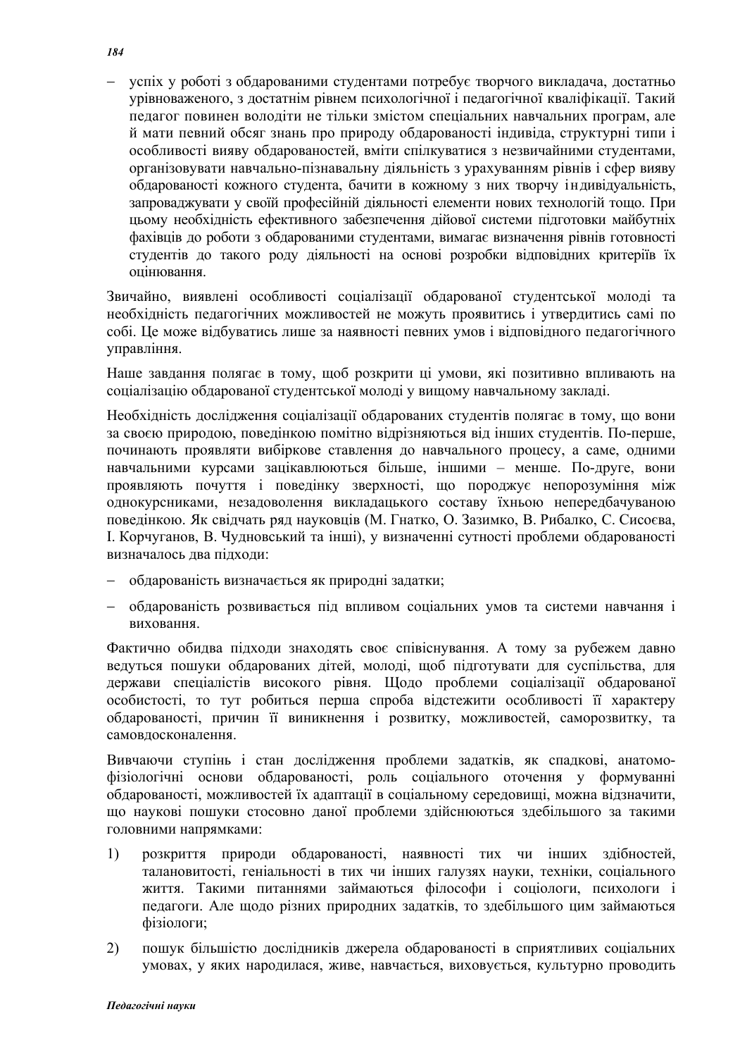- успіх у роботі з обдарованими студентами потребує творчого викладача, достатньо урівноваженого, з достатнім рівнем психологічної і педагогічної кваліфікації. Такий педагог повинен володіти не тільки змістом спеціальних навчальних програм, але й мати певний обсяг знань про природу обдарованості індивіда, структурні типи і особливості вияву обдарованостей, вміти спілкуватися з незвичайними студентами, організовувати навчально-пізнавальну діяльність з урахуванням рівнів і сфер вияву обдарованості кожного студента, бачити в кожному з них творчу індивідуальність, запроваджувати у своїй професійній діяльності елементи нових технологій тощо. При цьому необхідність ефективного забезпечення дійової системи підготовки майбутніх фахівців до роботи з обдарованими студентами, вимагає визначення рівнів готовності студентів до такого роду діяльності на основі розробки відповідних критеріїв їх оцінювання.

Звичайно, виявлені особливості соціалізації обдарованої студентської молоді та необхідність педагогічних можливостей не можуть проявитись і утвердитись самі по собі. Це може відбуватись лише за наявності певних умов і відповідного педагогічного управління.

Наше завдання полягає в тому, щоб розкрити ці умови, які позитивно впливають на соціалізацію обдарованої студентської молоді у вищому навчальному закладі.

Необхідність дослідження соціалізації обдарованих студентів полягає в тому, що вони за своєю природою, поведінкою помітно відрізняються від інших студентів. По-перше, починають проявляти вибіркове ставлення до навчального процесу, а саме, одними навчальними курсами зацікавлюються більше, іншими – менше. По-друге, вони проявляють почуття і поведінку зверхності, що породжує непорозуміння між однокурсниками, незадоволення викладацького составу їхньою непередбачуваною поведінкою. Як свідчать ряд науковців (М. Гнатко, О. Зазимко, В. Рибалко, С. Сисоєва, І. Корчуганов, В. Чудновський та інші), у визначенні сутності проблеми обдарованості визначалось два підходи:

- обдарованість визначається як природні задатки;
- обдарованість розвивається під впливом соціальних умов та системи навчання і виховання.

Фактично обидва підходи знаходять своє співіснування. А тому за рубежем давно ведуться пошуки обдарованих дітей, молоді, щоб підготувати для суспільства, для держави спеціалістів високого рівня. Щодо проблеми соціалізації обдарованої особистості, то тут робиться перша спроба відстежити особливості її характеру обдарованості, причин її виникнення і розвитку, можливостей, саморозвитку, та самовдосконалення.

Вивчаючи ступінь і стан дослідження проблеми задатків, як спадкові, анатомо-фізіологічні основи обдарованості, роль соціального оточення у формуванні обдарованості, можливостей їх адаптації в соціальному середовищі, можна відзначити, що наукові пошуки стосовно даної проблеми здійснюються здебільшого за такими головними напрямками:

1) розкриття природи обдарованості, наявності тих чи інших здібностей, талановитості, геніальності в тих чи інших галузях науки, техніки, соціального життя. Такими питаннями займаються філософи і соціологи, психологи і педагоги. Але щодо різних природних задатків, то здебільшого цим займаються фізіологи;

2) пошук більшістю дослідників джерела обдарованості в сприятливих соціальних умовах, у яких народилася, живе, навчається, виховується, культурно проводить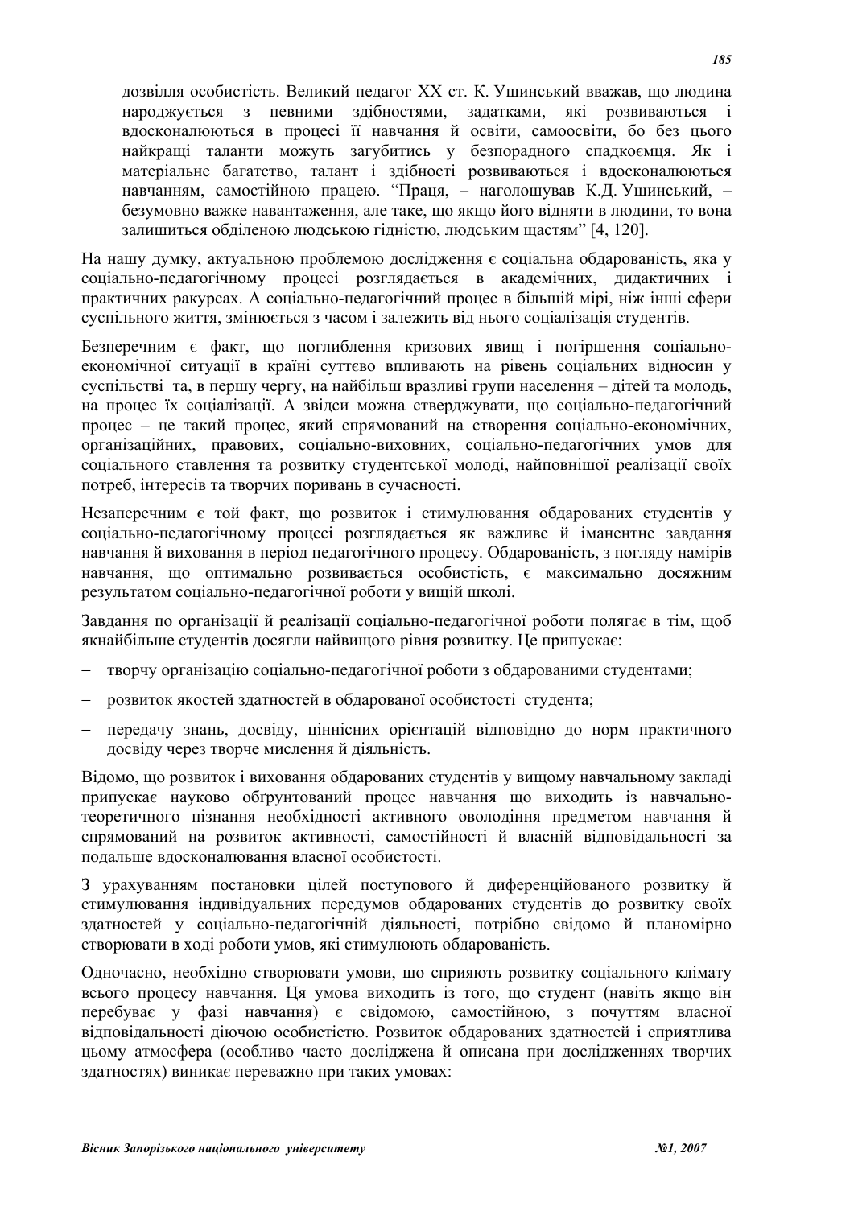дозвілля особистість. Великий педагог XX ст. К. Ушинський вважав, що людина народжується з певними здібностями, задатками, які розвиваються і вдосконалюються в процесі її навчання й освіти, самоосвіти, бо без цього найкращі таланти можуть загубитись у безпорадного спадкоємця. Як і матеріальне багатство, талант і здібності розвиваються і вдосконалюються навчанням, самостійною працею. "Праця, – наголошував К.Д. Ушинський, – безумовно важке навантаження, але таке, що якщо його відняти в людини, то вона залишиться обділеною людською гідністю, людським щастям" [4, 120].

На нашу думку, актуальною проблемою дослідження є соціальна обдарованість, яка у соціально-педагогічному процесі розглядається в академічних, дидактичних і практичних ракурсах. А соціально-педагогічний процес в більшій мірі, ніж інші сфери суспільного життя, змінюється з часом і залежить від нього соціалізація студентів.

Безперечним є факт, що поглиблення кризових явищ і погіршення соціально-економічної ситуації в країні суттєво впливають на рівень соціальних відносин у суспільстві та, в першу чергу, на найбільш вразливі групи населення – дітей та молодь, на процес їх соціалізації. А звідси можна стверджувати, що соціально-педагогічний процес – це такий процес, який спрямований на створення соціально-економічних, організаційних, правових, соціально-виховних, соціально-педагогічних умов для соціального ставлення та розвитку студентської молоді, найповнішої реалізації своїх потреб, інтересів та творчих поривань в сучасності.

Незаперечним є той факт, що розвиток і стимулювання обдарованих студентів у соціально-педагогічному процесі розглядається як важливе й іманентне завдання навчання й виховання в період педагогічного процесу. Обдарованість, з погляду намірів навчання, що оптимально розвивається особистість, є максимально досяжним результатом соціально-педагогічної роботи у вищій школі.

Завдання по організації й реалізації соціально-педагогічної роботи полягає в тім, щоб якнайбільше студентів досягли найвищого рівня розвитку. Це припускає:

- творчу організацію соціально-педагогічної роботи з обдарованими студентами;
- розвиток якостей здатностей в обдарованої особистості студента;
- передачу знань, досвіду, ціннісних орієнтацій відповідно до норм практичного досвіду через творче мислення й діяльність.

Відомо, що розвиток і виховання обдарованих студентів у вищому навчальному закладі припускає науково обґрунтований процес навчання що виходить із навчально-теоретичного пізнання необхідності активного оволодіння предметом навчання й спрямований на розвиток активності, самостійності й власній відповідальності за подальше вдосконалювання власної особистості.

З урахуванням постановки цілей поступового й диференційованого розвитку й стимулювання індивідуальних передумов обдарованих студентів до розвитку своїх здатностей у соціально-педагогічній діяльності, потрібно свідомо й планомірно створювати в ході роботи умов, які стимулюють обдарованість.

Одночасно, необхідно створювати умови, що сприяють розвитку соціального клімату всього процесу навчання. Ця умова виходить із того, що студент (навіть якщо він перебуває у фазі навчання) є свідомою, самостійною, з почуттям власної відповідальності діючою особистістю. Розвиток обдарованих здатностей і сприятлива цьому атмосфера (особливо часто досліджена й описана при дослідженнях творчих здатностях) виникає переважно при таких умовах: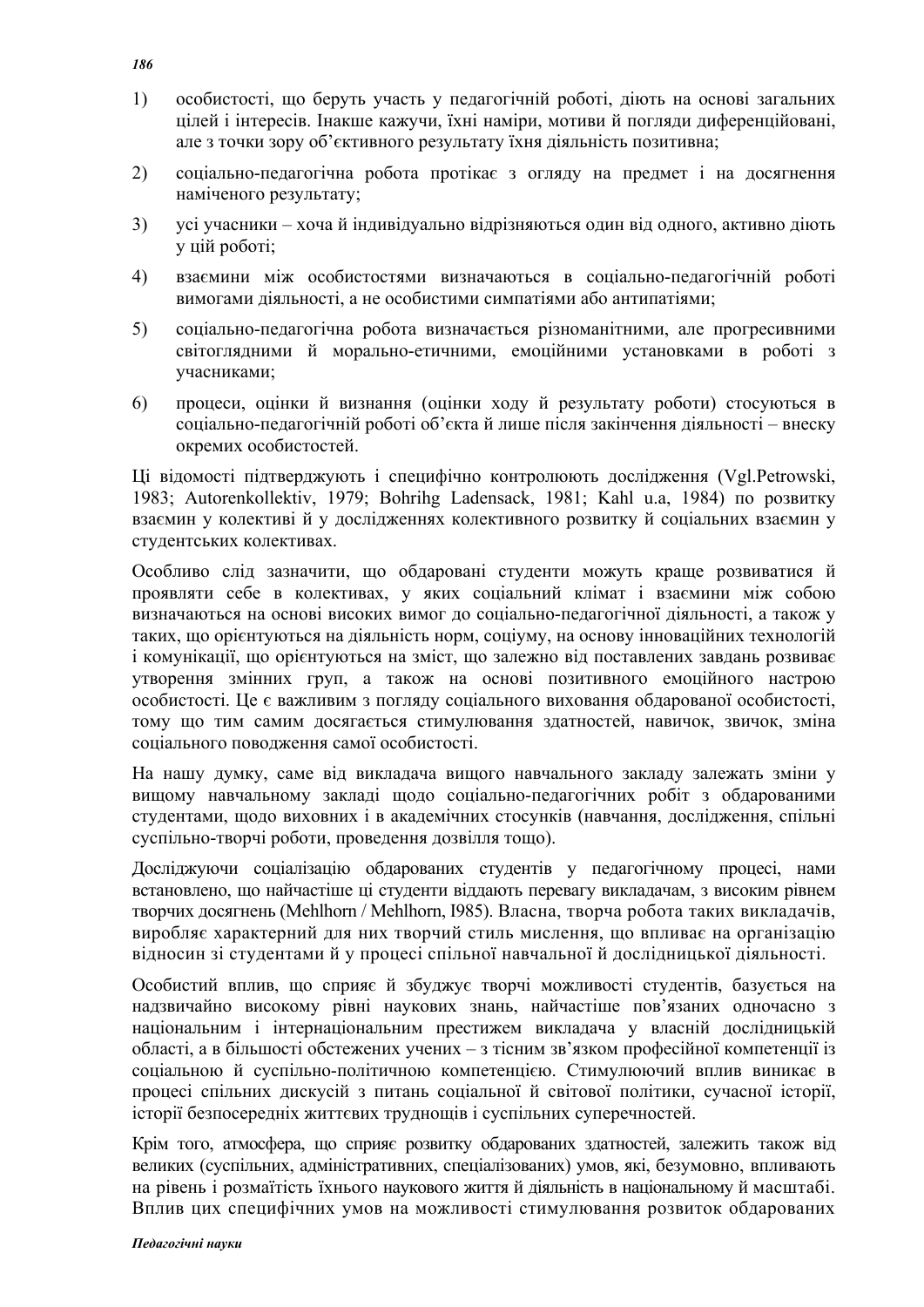1) особистості, що беруть участь у педагогічній роботі, діють на основі загальних цілей і інтересів. Інакше кажучи, їхні наміри, мотиви й погляди диференційовані, але з точки зору об'єктивного результату їхня діяльність позитивна;

2) соціально-педагогічна робота протікає з огляду на предмет і на досягнення наміченого результату;

3) усі учасники – хоча й індивідуально відрізняються один від одного, активно діють у цій роботі;

4) взаємини між особистостями визначаються в соціально-педагогічній роботі вимогами діяльності, а не особистими симпатіями або антипатіями;

5) соціально-педагогічна робота визначається різноманітними, але прогресивними світоглядними й морально-етичними, емоційними установками в роботі з учасниками;

6) процеси, оцінки й визнання (оцінки ходу й результату роботи) стосуються в соціально-педагогічній роботі об'єкта й лише після закінчення діяльності – внеску окремих особистостей.

Ці відомості підтверджують і специфічно контролюють дослідження (Vgl.Petrowski, 1983; Autorenkollektiv, 1979; Bohrihg Ladensack, 1981; Kahl u.a, 1984) по розвитку взаємин у колективі й у дослідженнях колективного розвитку й соціальних взаємин у студентських колективах.

Особливо слід зазначити, що обдаровані студенти можуть краще розвиватися й проявляти себе в колективах, у яких соціальний клімат і взаємини між собою визначаються на основі високих вимог до соціально-педагогічної діяльності, а також у таких, що орієнтуються на діяльність норм, соціуму, на основу інноваційних технологій і комунікації, що орієнтуються на зміст, що залежно від поставлених завдань розвиває утворення змінних груп, а також на основі позитивного емоційного настрою особистості. Це є важливим з погляду соціального виховання обдарованої особистості, тому що тим самим досягається стимулювання здатностей, навичок, звичок, зміна соціального поводження самої особистості.

На нашу думку, саме від викладача вищого навчального закладу залежать зміни у вищому навчальному закладі щодо соціально-педагогічних робіт з обдарованими студентами, щодо виховних і в академічних стосунків (навчання, дослідження, спільні суспільно-творчі роботи, проведення дозвілля тощо).

Досліджуючи соціалізацію обдарованих студентів у педагогічному процесі, нами встановлено, що найчастіше ці студенти віддають перевагу викладачам, з високим рівнем творчих досягнень (Mehlhorn / Mehlhorn, I985). Власна, творча робота таких викладачів, виробляє характерний для них творчий стиль мислення, що впливає на організацію відносин зі студентами й у процесі спільної навчальної й дослідницької діяльності.

Особистий вплив, що сприяє й збуджує творчі можливості студентів, базується на надзвичайно високому рівні наукових знань, найчастіше пов'язаних одночасно з національним і інтернаціональним престижем викладача у власній дослідницькій області, а в більшості обстежених учених – з тісним зв'язком професійної компетенції із соціальною й суспільно-політичною компетенцією. Стимулюючий вплив виникає в процесі спільних дискусій з питань соціальної й світової політики, сучасної історії, історії безпосередніх життєвих труднощів і суспільних суперечностей.

Крім того, атмосфера, що сприяє розвитку обдарованих здатностей, залежить також від великих (суспільних, адміністративних, спеціалізованих) умов, які, безумовно, впливають на рівень і розмаїтість їхнього наукового життя й діяльність в національному й масштабі. Вплив цих специфічних умов на можливості стимулювання розвиток обдарованих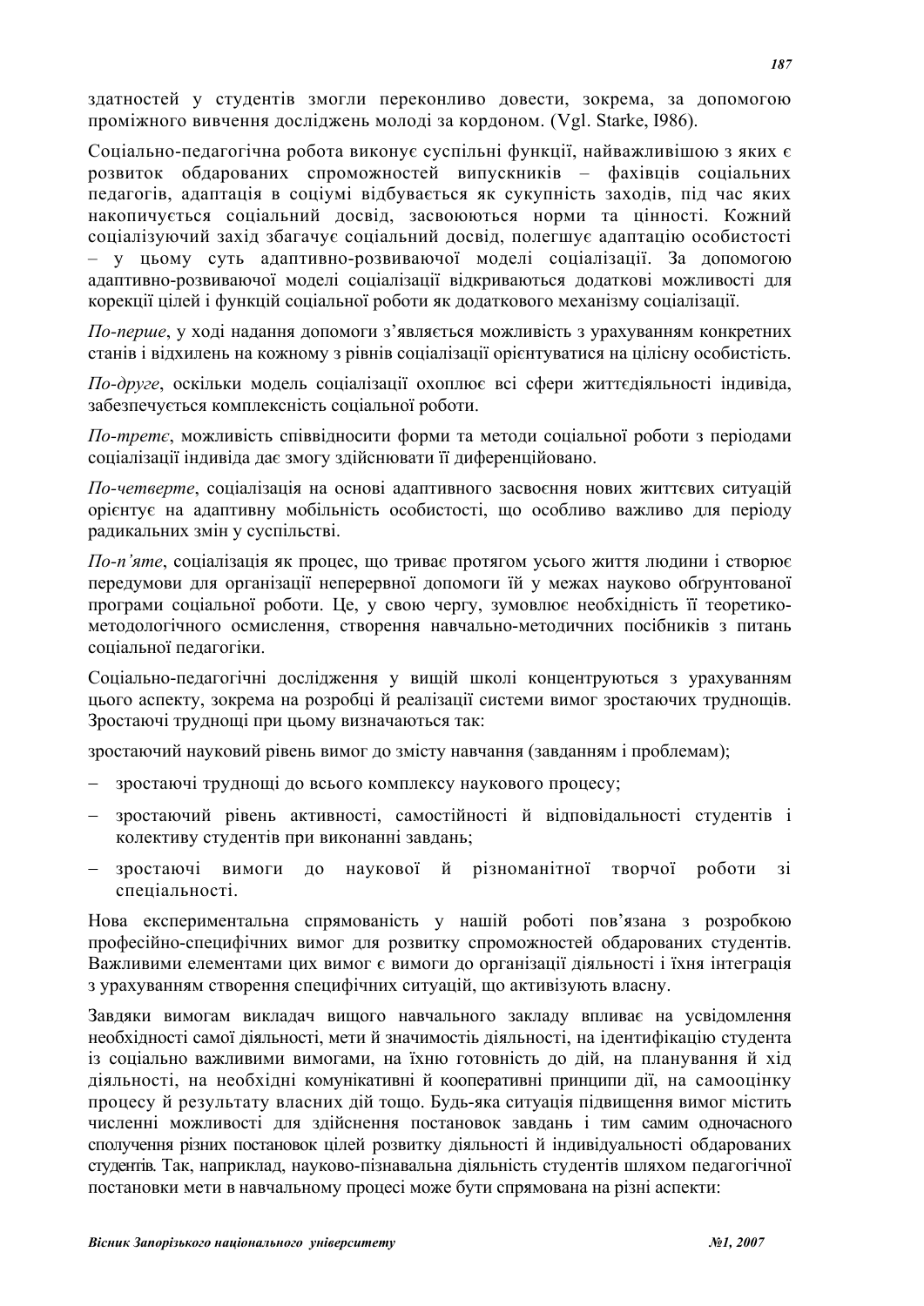здатностей у студентів змогли переконливо довести, зокрема, за допомогою проміжного вивчення досліджень молоді за кордоном. (Vgl. Starke, I986).

Соціально-педагогічна робота виконує суспільні функції, найважливішою з яких є розвиток обдарованих спроможностей випускників – фахівців соціальних педагогів, адаптація в соціумі відбувається як сукупність заходів, під час яких накопичується соціальний досвід, засвоюються норми та цінності. Кожний соціалізуючий захід збагачує соціальний досвід, полегшує адаптацію особистості – у цьому суть адаптивно-розвиваючої моделі соціалізації. За допомогою адаптивно-розвиваючої моделі соціалізації відкриваються додаткові можливості для корекції цілей і функцій соціальної роботи як додаткового механізму соціалізації.

*По-перше*, у ході надання допомоги з'являється можливість з урахуванням конкретних станів і відхилень на кожному з рівнів соціалізації орієнтуватися на цілісну особистість.

*По-друге*, оскільки модель соціалізації охоплює всі сфери життєдіяльності індивіда, забезпечується комплексність соціальної роботи.

*По-третє*, можливість співвідносити форми та методи соціальної роботи з періодами соціалізації індивіда дає змогу здійснювати її диференційовано.

*По-четверте*, соціалізація на основі адаптивного засвоєння нових життєвих ситуацій орієнтує на адаптивну мобільність особистості, що особливо важливо для періоду радикальних змін у суспільстві.

*По-п'яте*, соціалізація як процес, що триває протягом усього життя людини і створює передумови для організації неперервної допомоги їй у межах науково обґрунтованої програми соціальної роботи. Це, у свою чергу, зумовлює необхідність її теоретико-методологічного осмислення, створення навчально-методичних посібників з питань соціальної педагогіки.

Соціально-педагогічні дослідження у вищій школі концентруються з урахуванням цього аспекту, зокрема на розробці й реалізації системи вимог зростаючих труднощів. Зростаючі труднощі при цьому визначаються так:

зростаючий науковий рівень вимог до змісту навчання (завданням і проблемам);

- зростаючі труднощі до всього комплексу наукового процесу;
- зростаючий рівень активності, самостійності й відповідальності студентів і колективу студентів при виконанні завдань;
- зростаючі вимоги до наукової й різноманітної творчої роботи зі спеціальності.

Нова експериментальна спрямованість у нашій роботі пов'язана з розробкою професійно-специфічних вимог для розвитку спроможностей обдарованих студентів. Важливими елементами цих вимог є вимоги до організації діяльності і їхня інтеграція з урахуванням створення специфічних ситуацій, що активізують власну.

Завдяки вимогам викладач вищого навчального закладу впливає на усвідомлення необхідності самої діяльності, мети й значимостіь діяльності, на ідентифікацію студента із соціально важливими вимогами, на їхню готовність до дій, на планування й хід діяльності, на необхідні комунікативні й кооперативні принципи дії, на самооцінку процесу й результату власних дій тощо. Будь-яка ситуація підвищення вимог містить численні можливості для здійснення постановок завдань і тим самим одночасного сполучення різних постановок цілей розвитку діяльності й індивідуальності обдарованих студентів. Так, наприклад, науково-пізнавальна діяльність студентів шляхом педагогічної постановки мети в навчальному процесі може бути спрямована на різні аспекти: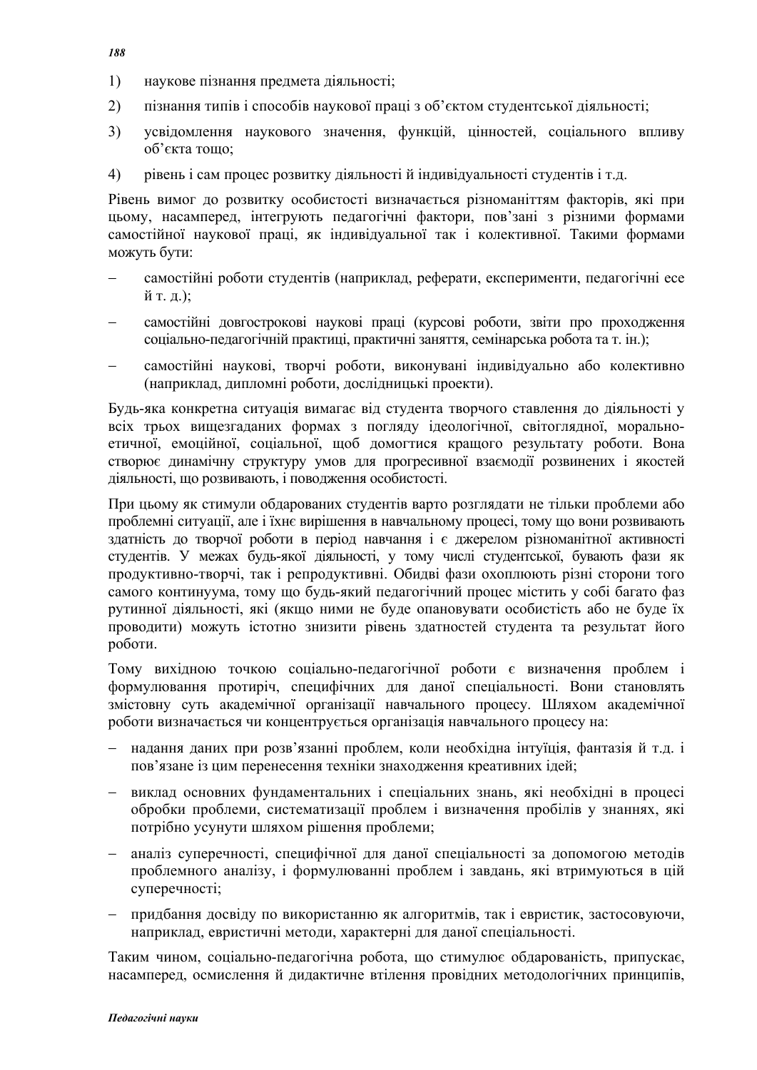1) наукове пізнання предмета діяльності;

2) пізнання типів і способів наукової праці з об'єктом студентської діяльності;

3) усвідомлення наукового значення, функцій, цінностей, соціального впливу об'єкта тощо;

4) рівень і сам процес розвитку діяльності й індивідуальності студентів і т.д.

Рівень вимог до розвитку особистості визначається різноманіттям факторів, які при цьому, насамперед, інтегрують педагогічні фактори, пов'зані з різними формами самостійної наукової праці, як індивідуальної так і колективної. Такими формами можуть бути:

– самостійні роботи студентів (наприклад, реферати, експерименти, педагогічні есе й т. д.);

– самостійні довгострокові наукові праці (курсові роботи, звіти про проходження соціально-педагогічній практиці, практичні заняття, семінарська робота та т. ін.);

– самостійні наукові, творчі роботи, виконувані індивідуально або колективно (наприклад, дипломні роботи, дослідницькі проекти).

Будь-яка конкретна ситуація вимагає від студента творчого ставлення до діяльності у всіх трьох вищезгаданих формах з погляду ідеологічної, світоглядної, морально-етичної, емоційної, соціальної, щоб домогтися кращого результату роботи. Вона створює динамічну структуру умов для прогресивної взаємодії розвинених і якостей діяльності, що розвивають, і поводження особистості.

При цьому як стимули обдарованих студентів варто розглядати не тільки проблеми або проблемні ситуації, але і їхнє вирішення в навчальному процесі, тому що вони розвивають здатність до творчої роботи в період навчання і є джерелом різноманітної активності студентів. У межах будь-якої діяльності, у тому числі студентської, бувають фази як продуктивно-творчі, так і репродуктивні. Обидві фази охоплюють різні сторони того самого континуума, тому що будь-який педагогічний процес містить у собі багато фаз рутинної діяльності, які (якщо ними не буде опановувати особистість або не буде їх проводити) можуть істотно знизити рівень здатностей студента та результат його роботи.

Тому вихідною точкою соціально-педагогічної роботи є визначення проблем і формулювання протиріч, специфічних для даної спеціальності. Вони становлять змістовну суть академічної організації навчального процесу. Шляхом академічної роботи визначається чи концентрується організація навчального процесу на:

– надання даних при розв'язанні проблем, коли необхідна інтуїція, фантазія й т.д. і пов'язане із цим перенесення техніки знаходження креативних ідей;

– виклад основних фундаментальних і спеціальних знань, які необхідні в процесі обробки проблеми, систематизації проблем і визначення пробілів у знаннях, які потрібно усунути шляхом рішення проблеми;

– аналіз суперечності, специфічної для даної спеціальності за допомогою методів проблемного аналізу, і формулюванні проблем і завдань, які втримуються в цій суперечності;

– придбання досвіду по використанню як алгоритмів, так і евристик, застосовуючи, наприклад, евристичні методи, характерні для даної спеціальності.

Таким чином, соціально-педагогічна робота, що стимулює обдарованість, припускає, насамперед, осмислення й дидактичне втілення провідних методологічних принципів,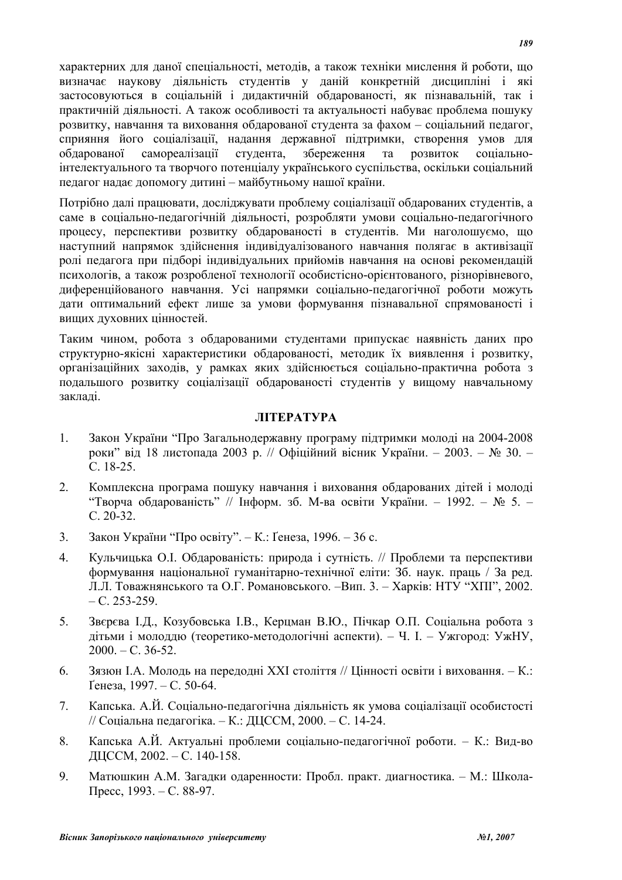характерних для даної спеціальності, методів, а також техніки мислення й роботи, що визначає наукову діяльність студентів у даній конкретній дисципліні і які застосовуються в соціальній і дидактичній обдарованості, як пізнавальній, так і практичній діяльності. А також особливості та актуальності набуває проблема пошуку розвитку, навчання та виховання обдарованої студента за фахом – соціальний педагог, сприяння його соціалізації, надання державної підтримки, створення умов для обдарованої самореалізації студента, збереження та розвиток соціально-інтелектуального та творчого потенціалу українського суспільства, оскільки соціальний педагог надає допомогу дитині – майбутньому нашої країни.

Потрібно далі працювати, досліджувати проблему соціалізації обдарованих студентів, а саме в соціально-педагогічній діяльності, розробляти умови соціально-педагогічного процесу, перспективи розвитку обдарованості в студентів. Ми наголошуємо, що наступний напрямок здійснення індивідуалізованого навчання полягає в активізації ролі педагога при підборі індивідуальних прийомів навчання на основі рекомендацій психологів, а також розробленої технології особистісно-орієнтованого, різнорівневого, диференційованого навчання. Усі напрямки соціально-педагогічної роботи можуть дати оптимальний ефект лише за умови формування пізнавальної спрямованості і вищих духовних цінностей.

Таким чином, робота з обдарованими студентами припускає наявність даних про структурно-якісні характеристики обдарованості, методик їх виявлення і розвитку, організаційних заходів, у рамках яких здійснюється соціально-практична робота з подальшого розвитку соціалізації обдарованості студентів у вищому навчальному закладі.

## ЛІТЕРАТУРА

1. Закон України "Про Загальнодержавну програму підтримки молоді на 2004-2008 роки" від 18 листопада 2003 р. // Офіційний вісник України. – 2003. – № 30. – С. 18-25.
2. Комплексна програма пошуку навчання і виховання обдарованих дітей і молоді "Творча обдарованість" // Інформ. зб. М-ва освіти України. – 1992. – № 5. – С. 20-32.
3. Закон України "Про освіту". – К.: Ґенеза, 1996. – 36 с.
4. Кульчицька О.І. Обдарованість: природа і сутність. // Проблеми та перспективи формування національної гуманітарно-технічної еліти: Зб. наук. праць / За ред. Л.Л. Товажнянського та О.Г. Романовського. –Вип. 3. – Харків: НТУ "ХПІ", 2002. – С. 253-259.
5. Звєрєва І.Д., Козубовська І.В., Керцман В.Ю., Пічкар О.П. Соціальна робота з дітьми і молоддю (теоретико-методологічні аспекти). – Ч. І. – Ужгород: УжНУ, 2000. – С. 36-52.
6. Зязюн І.А. Молодь на передодні XXI століття // Цінності освіти і виховання. – К.: Ґенеза, 1997. – С. 50-64.
7. Капська. А.Й. Соціально-педагогічна діяльність як умова соціалізації особистості // Соціальна педагогіка. – К.: ДЦССМ, 2000. – С. 14-24.
8. Капська А.Й. Актуальні проблеми соціально-педагогічної роботи. – К.: Вид-во ДЦССМ, 2002. – С. 140-158.
9. Матюшкин А.М. Загадки одаренности: Пробл. практ. диагностика. – М.: Школа-Пресс, 1993. – С. 88-97.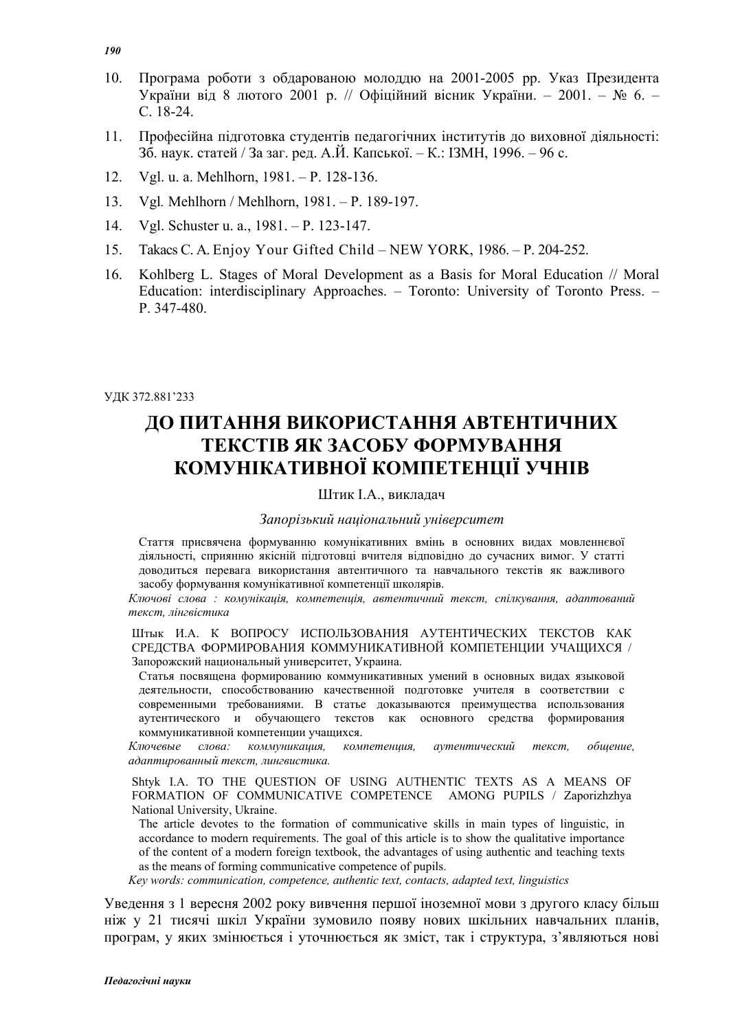10. Програма роботи з обдарованою молоддю на 2001-2005 рр. Указ Президента України від 8 лютого 2001 р. // Офіційний вісник України. – 2001. – № 6. – С. 18-24.
11. Професійна підготовка студентів педагогічних інститутів до виховної діяльності: Зб. наук. статей / За заг. ред. А.Й. Капської. – К.: ІЗМН, 1996. – 96 с.
12. Vgl. u. a. Mehlhorn, 1981. – P. 128-136.
13. Vgl. Mehlhorn / Mehlhorn, 1981. – P. 189-197.
14. Vgl. Schuster u. a., 1981. – P. 123-147.
15. Takacs C. A. Enjoy Your Gifted Child – NEW YORK, 1986. – P. 204-252.
16. Kohlberg L. Stages of Moral Development as a Basis for Moral Education // Moral Education: interdisciplinary Approaches. – Toronto: University of Toronto Press. – P. 347-480.

УДК 372.881'233

# ДО ПИТАННЯ ВИКОРИСТАННЯ АВТЕНТИЧНИХ ТЕКСТІВ ЯК ЗАСОБУ ФОРМУВАННЯ КОМУНІКАТИВНОЇ КОМПЕТЕНЦІЇ УЧНІВ

Штик І.А., викладач

*Запорізький національний університет*

Стаття присвячена формуванню комунікативних вмінь в основних видах мовленнєвої діяльності, сприянню якісній підготовці вчителя відповідно до сучасних вимог. У статті доводиться перевага використання автентичного та навчального текстів як важливого засобу формування комунікативної компетенції школярів.

*Ключові слова : комунікація, компетенція, автентичний текст, спілкування, адаптований текст, лінгвістика*

Штык И.А. К ВОПРОСУ ИСПОЛЬЗОВАНИЯ АУТЕНТИЧЕСКИХ ТЕКСТОВ КАК СРЕДСТВА ФОРМИРОВАНИЯ КОММУНИКАТИВНОЙ КОМПЕТЕНЦИИ УЧАЩИХСЯ / Запорожский национальный университет, Украина.

Статья посвящена формированию коммуникативных умений в основных видах языковой деятельности, способствованию качественной подготовке учителя в соответствии с современными требованиями. В статье доказываются преимущества использования аутентического и обучающего текстов как основного средства формирования коммуникативной компетенции учащихся.

*Ключевые слова: коммуникация, компетенция, аутентический текст, общение, адаптированный текст, лингвистика.*

Shtyk I.A. TO THE QUESTION OF USING AUTHENTIC TEXTS AS A MEANS OF FORMATION OF COMMUNICATIVE COMPETENCE AMONG PUPILS / Zaporizhzhya National University, Ukraine.

The article devotes to the formation of communicative skills in main types of linguistic, in accordance to modern requirements. The goal of this article is to show the qualitative importance of the content of a modern foreign textbook, the advantages of using authentic and teaching texts as the means of forming communicative competence of pupils.

*Key words: communication, competence, authentic text, contacts, adapted text, linguistics*

Уведення з 1 вересня 2002 року вивчення першої іноземної мови з другого класу більш ніж у 21 тисячі шкіл України зумовило появу нових шкільних навчальних планів, програм, у яких змінюється і уточнюється як зміст, так і структура, з'являються нові